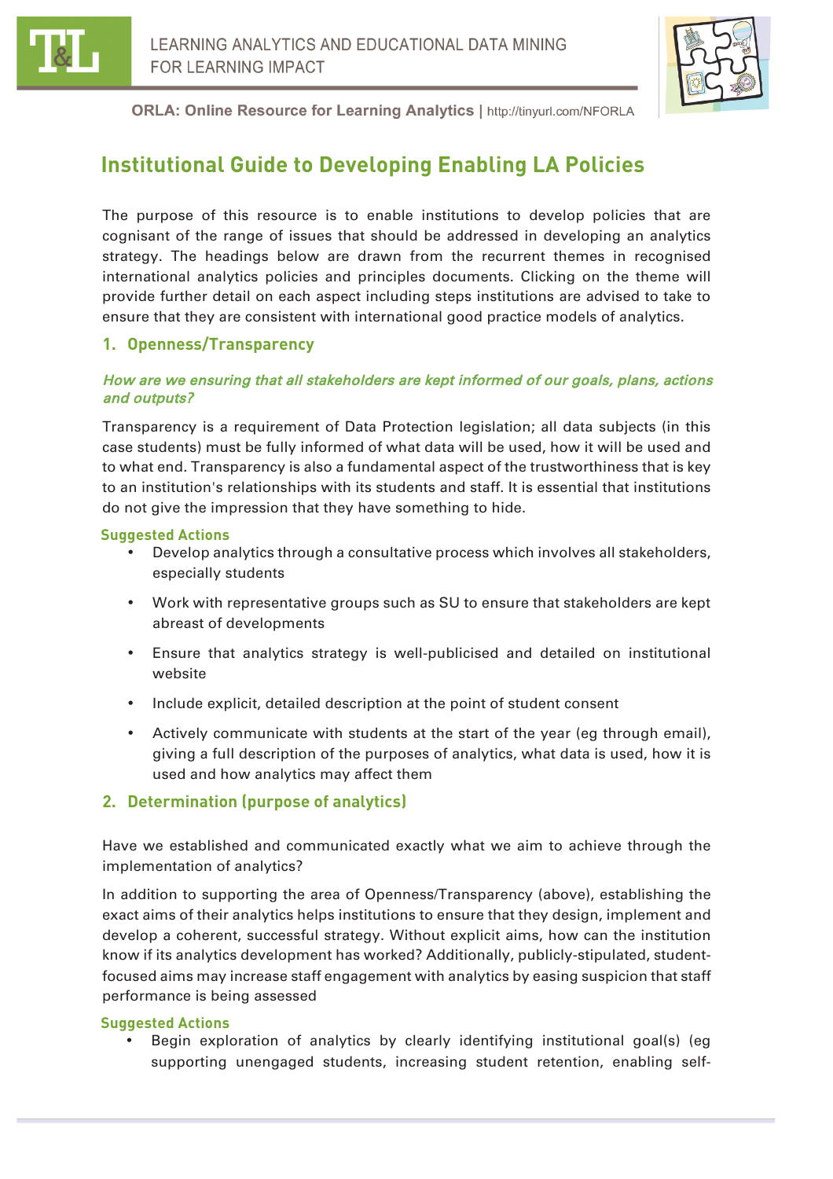LEARNING ANALYTICS AND EDUCATIONAL DATA MINING FOR LEARNING IMPACT

**ORLA: Online Resource for Learning Analytics** | http://tinyurl.com/NFORLA

# Institutional Guide to Developing Enabling LA Policies

The purpose of this resource is to enable institutions to develop policies that are cognisant of the range of issues that should be addressed in developing an analytics strategy. The headings below are drawn from the recurrent themes in recognised international analytics policies and principles documents. Clicking on the theme will provide further detail on each aspect including steps institutions are advised to take to ensure that they are consistent with international good practice models of analytics.

## 1. Openness/Transparency

***How are we ensuring that all stakeholders are kept informed of our goals, plans, actions and outputs?***

Transparency is a requirement of Data Protection legislation; all data subjects (in this case students) must be fully informed of what data will be used, how it will be used and to what end. Transparency is also a fundamental aspect of the trustworthiness that is key to an institution's relationships with its students and staff. It is essential that institutions do not give the impression that they have something to hide.

### Suggested Actions

- Develop analytics through a consultative process which involves all stakeholders, especially students
- Work with representative groups such as SU to ensure that stakeholders are kept abreast of developments
- Ensure that analytics strategy is well-publicised and detailed on institutional website
- Include explicit, detailed description at the point of student consent
- Actively communicate with students at the start of the year (eg through email), giving a full description of the purposes of analytics, what data is used, how it is used and how analytics may affect them

## 2. Determination (purpose of analytics)

Have we established and communicated exactly what we aim to achieve through the implementation of analytics?

In addition to supporting the area of Openness/Transparency (above), establishing the exact aims of their analytics helps institutions to ensure that they design, implement and develop a coherent, successful strategy. Without explicit aims, how can the institution know if its analytics development has worked? Additionally, publicly-stipulated, student-focused aims may increase staff engagement with analytics by easing suspicion that staff performance is being assessed

### Suggested Actions

- Begin exploration of analytics by clearly identifying institutional goal(s) (eg supporting unengaged students, increasing student retention, enabling self-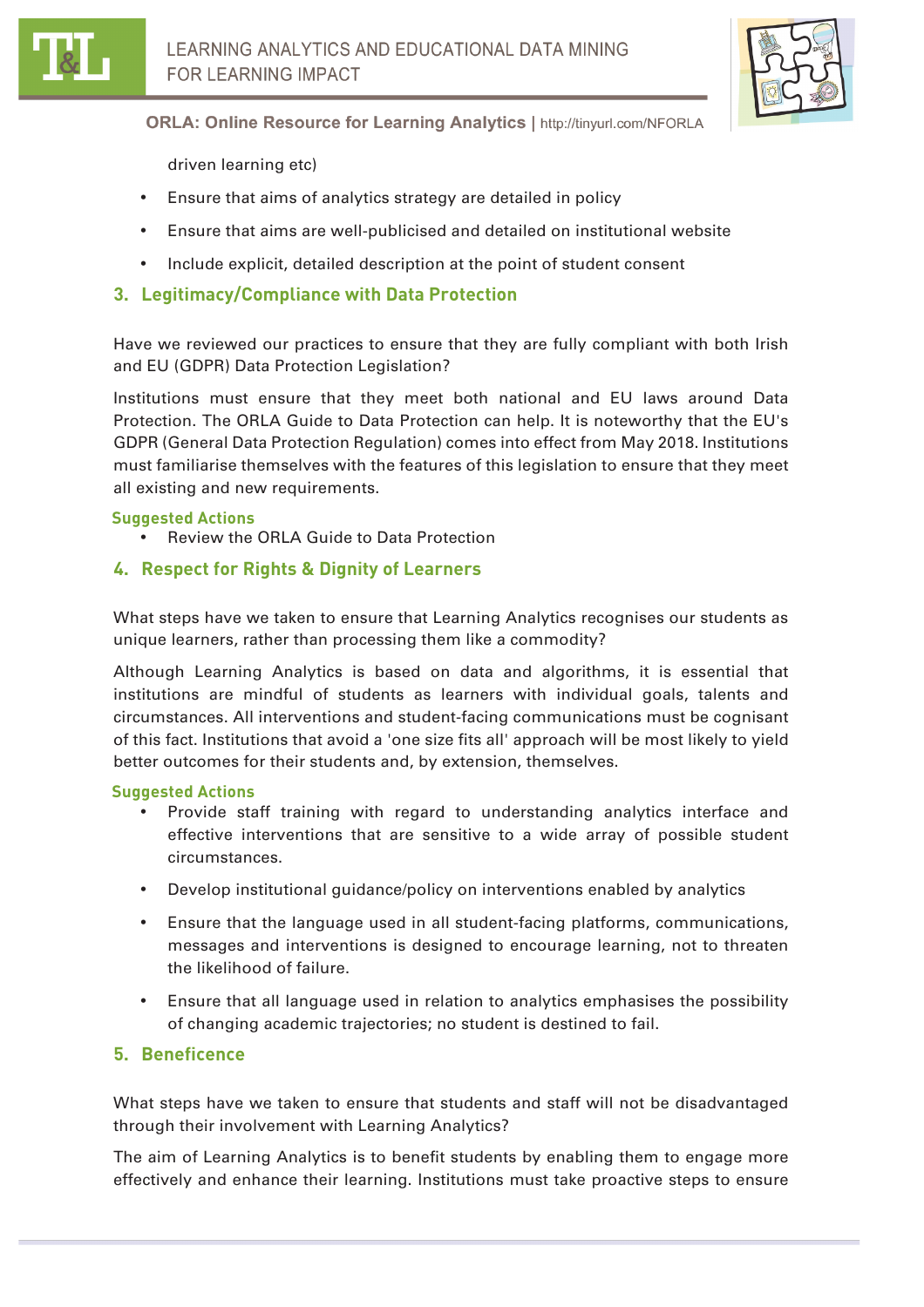driven learning etc)

- Ensure that aims of analytics strategy are detailed in policy
- Ensure that aims are well-publicised and detailed on institutional website
- Include explicit, detailed description at the point of student consent

## 3. Legitimacy/Compliance with Data Protection

Have we reviewed our practices to ensure that they are fully compliant with both Irish and EU (GDPR) Data Protection Legislation?

Institutions must ensure that they meet both national and EU laws around Data Protection. The ORLA Guide to Data Protection can help. It is noteworthy that the EU's GDPR (General Data Protection Regulation) comes into effect from May 2018. Institutions must familiarise themselves with the features of this legislation to ensure that they meet all existing and new requirements.

**Suggested Actions**

- Review the ORLA Guide to Data Protection

## 4. Respect for Rights & Dignity of Learners

What steps have we taken to ensure that Learning Analytics recognises our students as unique learners, rather than processing them like a commodity?

Although Learning Analytics is based on data and algorithms, it is essential that institutions are mindful of students as learners with individual goals, talents and circumstances. All interventions and student-facing communications must be cognisant of this fact. Institutions that avoid a 'one size fits all' approach will be most likely to yield better outcomes for their students and, by extension, themselves.

**Suggested Actions**

- Provide staff training with regard to understanding analytics interface and effective interventions that are sensitive to a wide array of possible student circumstances.
- Develop institutional guidance/policy on interventions enabled by analytics
- Ensure that the language used in all student-facing platforms, communications, messages and interventions is designed to encourage learning, not to threaten the likelihood of failure.
- Ensure that all language used in relation to analytics emphasises the possibility of changing academic trajectories; no student is destined to fail.

## 5. Beneficence

What steps have we taken to ensure that students and staff will not be disadvantaged through their involvement with Learning Analytics?

The aim of Learning Analytics is to benefit students by enabling them to engage more effectively and enhance their learning. Institutions must take proactive steps to ensure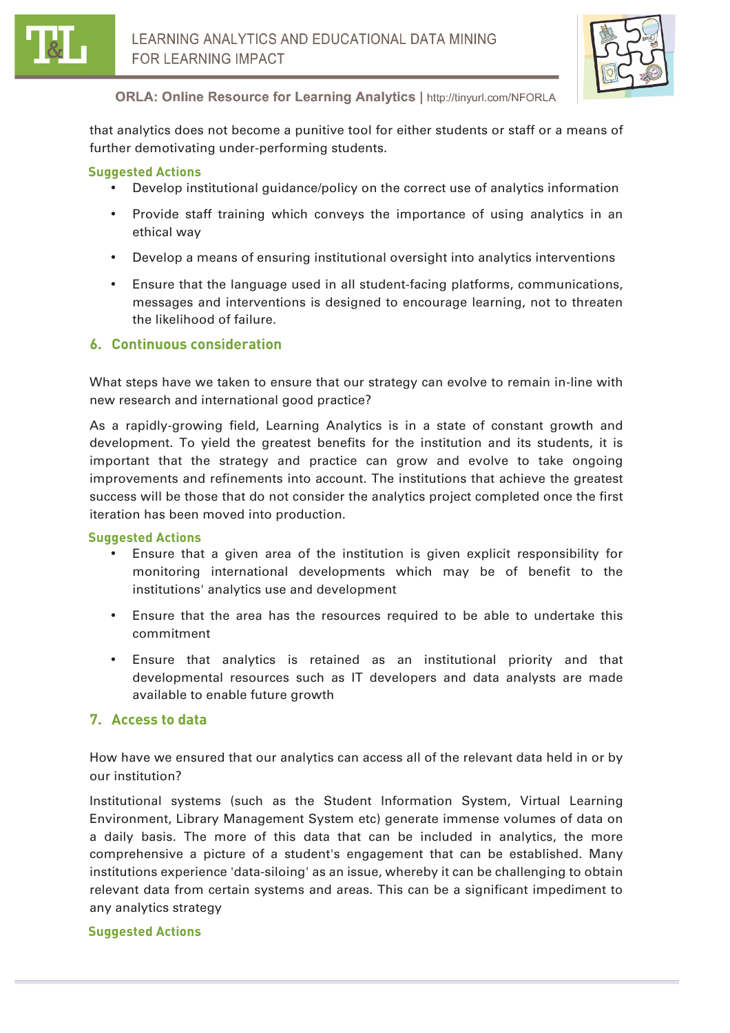that analytics does not become a punitive tool for either students or staff or a means of further demotivating under-performing students.

**Suggested Actions**

- Develop institutional guidance/policy on the correct use of analytics information
- Provide staff training which conveys the importance of using analytics in an ethical way
- Develop a means of ensuring institutional oversight into analytics interventions
- Ensure that the language used in all student-facing platforms, communications, messages and interventions is designed to encourage learning, not to threaten the likelihood of failure.

## 6. Continuous consideration

What steps have we taken to ensure that our strategy can evolve to remain in-line with new research and international good practice?

As a rapidly-growing field, Learning Analytics is in a state of constant growth and development. To yield the greatest benefits for the institution and its students, it is important that the strategy and practice can grow and evolve to take ongoing improvements and refinements into account. The institutions that achieve the greatest success will be those that do not consider the analytics project completed once the first iteration has been moved into production.

**Suggested Actions**

- Ensure that a given area of the institution is given explicit responsibility for monitoring international developments which may be of benefit to the institutions' analytics use and development
- Ensure that the area has the resources required to be able to undertake this commitment
- Ensure that analytics is retained as an institutional priority and that developmental resources such as IT developers and data analysts are made available to enable future growth

## 7. Access to data

How have we ensured that our analytics can access all of the relevant data held in or by our institution?

Institutional systems (such as the Student Information System, Virtual Learning Environment, Library Management System etc) generate immense volumes of data on a daily basis. The more of this data that can be included in analytics, the more comprehensive a picture of a student's engagement that can be established. Many institutions experience 'data-siloing' as an issue, whereby it can be challenging to obtain relevant data from certain systems and areas. This can be a significant impediment to any analytics strategy

**Suggested Actions**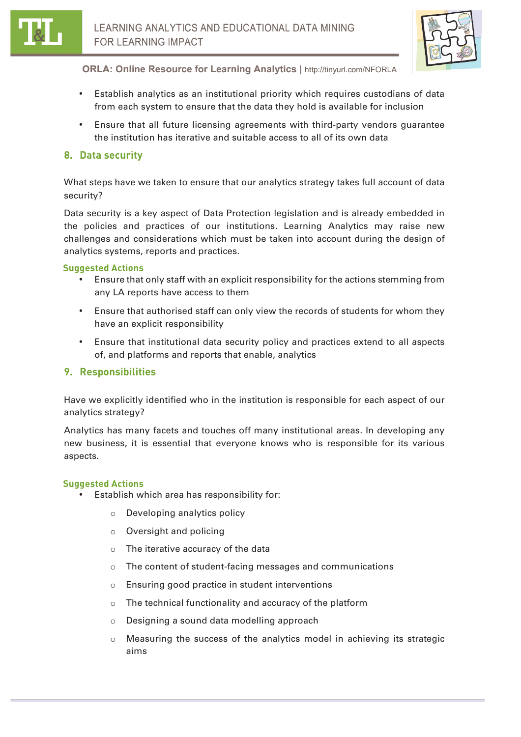- Establish analytics as an institutional priority which requires custodians of data from each system to ensure that the data they hold is available for inclusion
- Ensure that all future licensing agreements with third-party vendors guarantee the institution has iterative and suitable access to all of its own data

## 8. Data security

What steps have we taken to ensure that our analytics strategy takes full account of data security?

Data security is a key aspect of Data Protection legislation and is already embedded in the policies and practices of our institutions. Learning Analytics may raise new challenges and considerations which must be taken into account during the design of analytics systems, reports and practices.

**Suggested Actions**

- Ensure that only staff with an explicit responsibility for the actions stemming from any LA reports have access to them
- Ensure that authorised staff can only view the records of students for whom they have an explicit responsibility
- Ensure that institutional data security policy and practices extend to all aspects of, and platforms and reports that enable, analytics

## 9. Responsibilities

Have we explicitly identified who in the institution is responsible for each aspect of our analytics strategy?

Analytics has many facets and touches off many institutional areas. In developing any new business, it is essential that everyone knows who is responsible for its various aspects.

**Suggested Actions**

- Establish which area has responsibility for:
  - Developing analytics policy
  - Oversight and policing
  - The iterative accuracy of the data
  - The content of student-facing messages and communications
  - Ensuring good practice in student interventions
  - The technical functionality and accuracy of the platform
  - Designing a sound data modelling approach
  - Measuring the success of the analytics model in achieving its strategic aims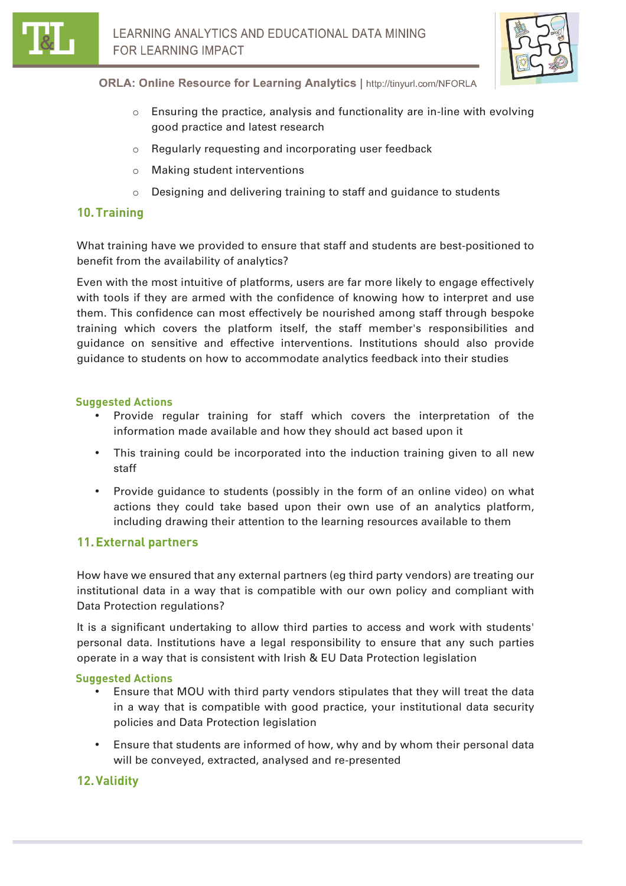- Ensuring the practice, analysis and functionality are in-line with evolving good practice and latest research
- Regularly requesting and incorporating user feedback
- Making student interventions
- Designing and delivering training to staff and guidance to students

## 10. Training

What training have we provided to ensure that staff and students are best-positioned to benefit from the availability of analytics?

Even with the most intuitive of platforms, users are far more likely to engage effectively with tools if they are armed with the confidence of knowing how to interpret and use them. This confidence can most effectively be nourished among staff through bespoke training which covers the platform itself, the staff member's responsibilities and guidance on sensitive and effective interventions. Institutions should also provide guidance to students on how to accommodate analytics feedback into their studies

### Suggested Actions

- Provide regular training for staff which covers the interpretation of the information made available and how they should act based upon it
- This training could be incorporated into the induction training given to all new staff
- Provide guidance to students (possibly in the form of an online video) on what actions they could take based upon their own use of an analytics platform, including drawing their attention to the learning resources available to them

## 11. External partners

How have we ensured that any external partners (eg third party vendors) are treating our institutional data in a way that is compatible with our own policy and compliant with Data Protection regulations?

It is a significant undertaking to allow third parties to access and work with students' personal data. Institutions have a legal responsibility to ensure that any such parties operate in a way that is consistent with Irish & EU Data Protection legislation

### Suggested Actions

- Ensure that MOU with third party vendors stipulates that they will treat the data in a way that is compatible with good practice, your institutional data security policies and Data Protection legislation
- Ensure that students are informed of how, why and by whom their personal data will be conveyed, extracted, analysed and re-presented

## 12. Validity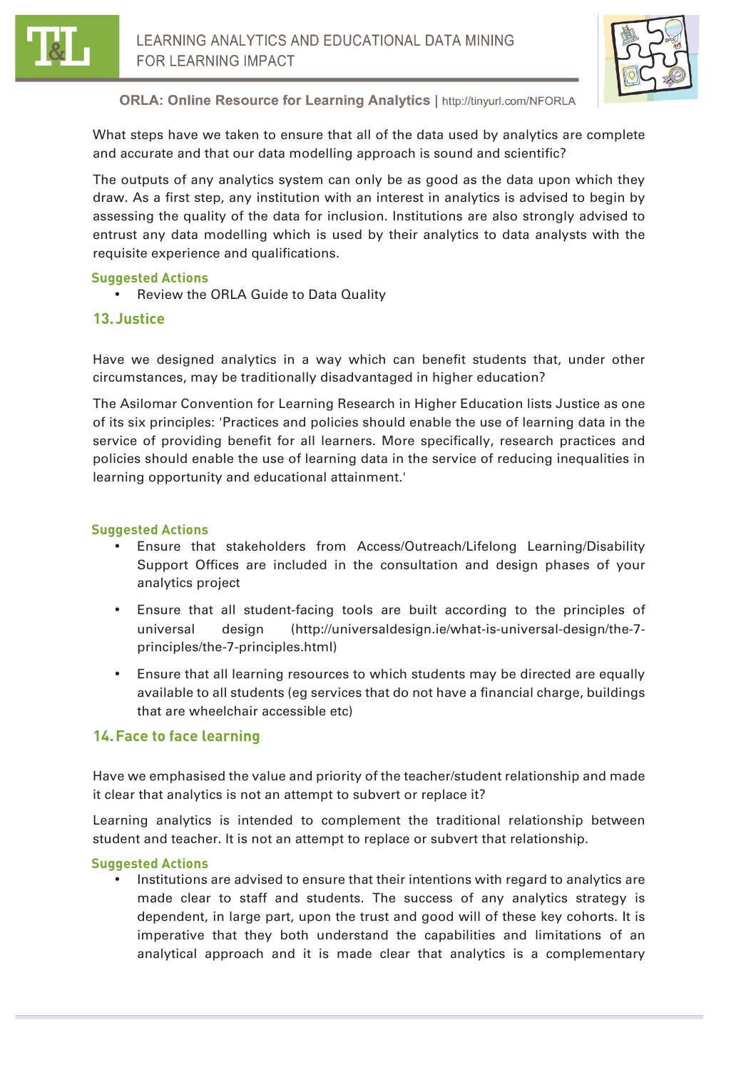What steps have we taken to ensure that all of the data used by analytics are complete and accurate and that our data modelling approach is sound and scientific?

The outputs of any analytics system can only be as good as the data upon which they draw. As a first step, any institution with an interest in analytics is advised to begin by assessing the quality of the data for inclusion. Institutions are also strongly advised to entrust any data modelling which is used by their analytics to data analysts with the requisite experience and qualifications.

**Suggested Actions**

- Review the ORLA Guide to Data Quality

## 13. Justice

Have we designed analytics in a way which can benefit students that, under other circumstances, may be traditionally disadvantaged in higher education?

The Asilomar Convention for Learning Research in Higher Education lists Justice as one of its six principles: 'Practices and policies should enable the use of learning data in the service of providing benefit for all learners. More specifically, research practices and policies should enable the use of learning data in the service of reducing inequalities in learning opportunity and educational attainment.'

**Suggested Actions**

- Ensure that stakeholders from Access/Outreach/Lifelong Learning/Disability Support Offices are included in the consultation and design phases of your analytics project
- Ensure that all student-facing tools are built according to the principles of universal design (http://universaldesign.ie/what-is-universal-design/the-7-principles/the-7-principles.html)
- Ensure that all learning resources to which students may be directed are equally available to all students (eg services that do not have a financial charge, buildings that are wheelchair accessible etc)

## 14. Face to face learning

Have we emphasised the value and priority of the teacher/student relationship and made it clear that analytics is not an attempt to subvert or replace it?

Learning analytics is intended to complement the traditional relationship between student and teacher. It is not an attempt to replace or subvert that relationship.

**Suggested Actions**

- Institutions are advised to ensure that their intentions with regard to analytics are made clear to staff and students. The success of any analytics strategy is dependent, in large part, upon the trust and good will of these key cohorts. It is imperative that they both understand the capabilities and limitations of an analytical approach and it is made clear that analytics is a complementary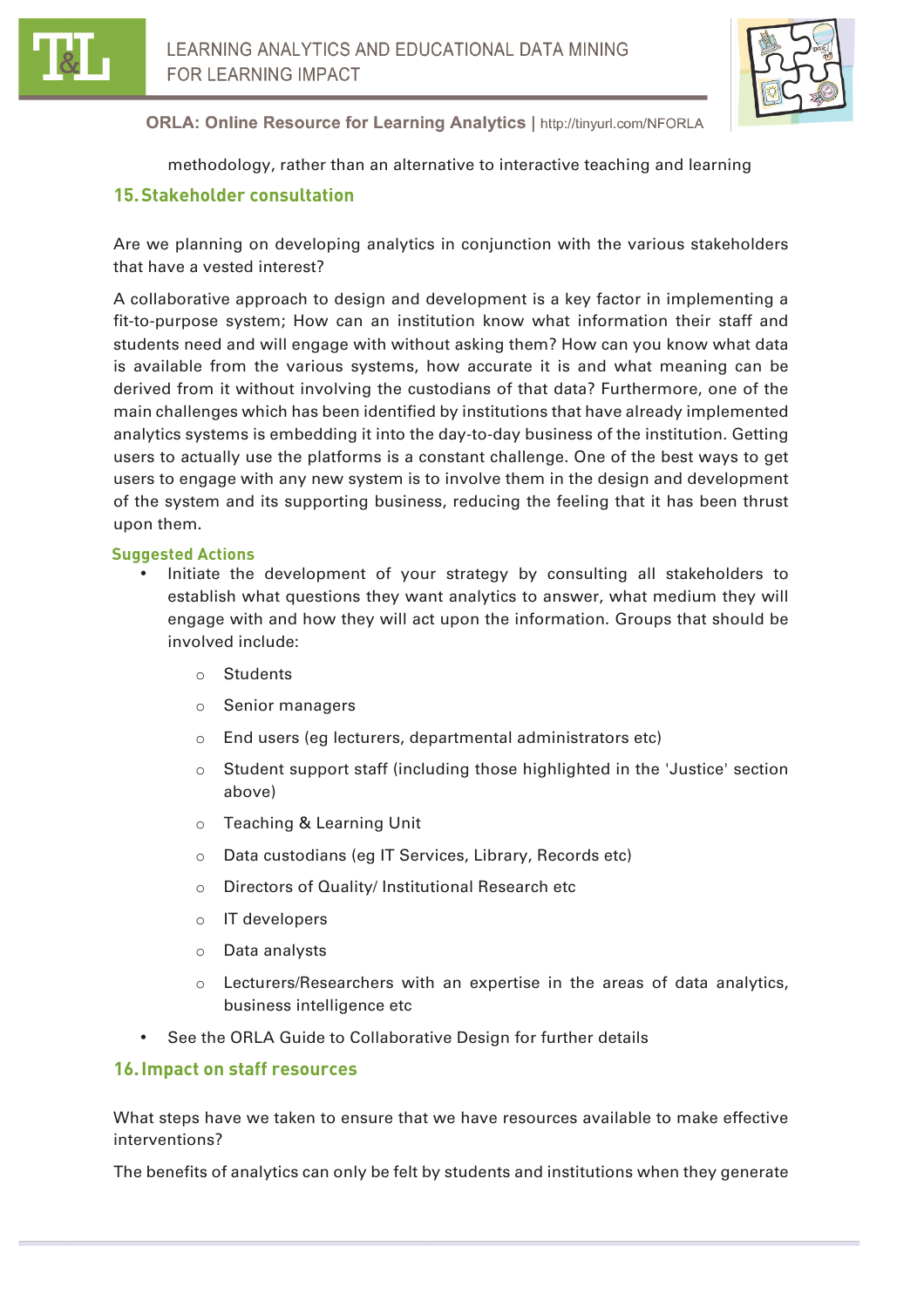methodology, rather than an alternative to interactive teaching and learning

## 15. Stakeholder consultation

Are we planning on developing analytics in conjunction with the various stakeholders that have a vested interest?

A collaborative approach to design and development is a key factor in implementing a fit-to-purpose system; How can an institution know what information their staff and students need and will engage with without asking them? How can you know what data is available from the various systems, how accurate it is and what meaning can be derived from it without involving the custodians of that data? Furthermore, one of the main challenges which has been identified by institutions that have already implemented analytics systems is embedding it into the day-to-day business of the institution. Getting users to actually use the platforms is a constant challenge. One of the best ways to get users to engage with any new system is to involve them in the design and development of the system and its supporting business, reducing the feeling that it has been thrust upon them.

### Suggested Actions

- Initiate the development of your strategy by consulting all stakeholders to establish what questions they want analytics to answer, what medium they will engage with and how they will act upon the information. Groups that should be involved include:
  - Students
  - Senior managers
  - End users (eg lecturers, departmental administrators etc)
  - Student support staff (including those highlighted in the 'Justice' section above)
  - Teaching & Learning Unit
  - Data custodians (eg IT Services, Library, Records etc)
  - Directors of Quality/ Institutional Research etc
  - IT developers
  - Data analysts
  - Lecturers/Researchers with an expertise in the areas of data analytics, business intelligence etc
- See the ORLA Guide to Collaborative Design for further details

## 16. Impact on staff resources

What steps have we taken to ensure that we have resources available to make effective interventions?

The benefits of analytics can only be felt by students and institutions when they generate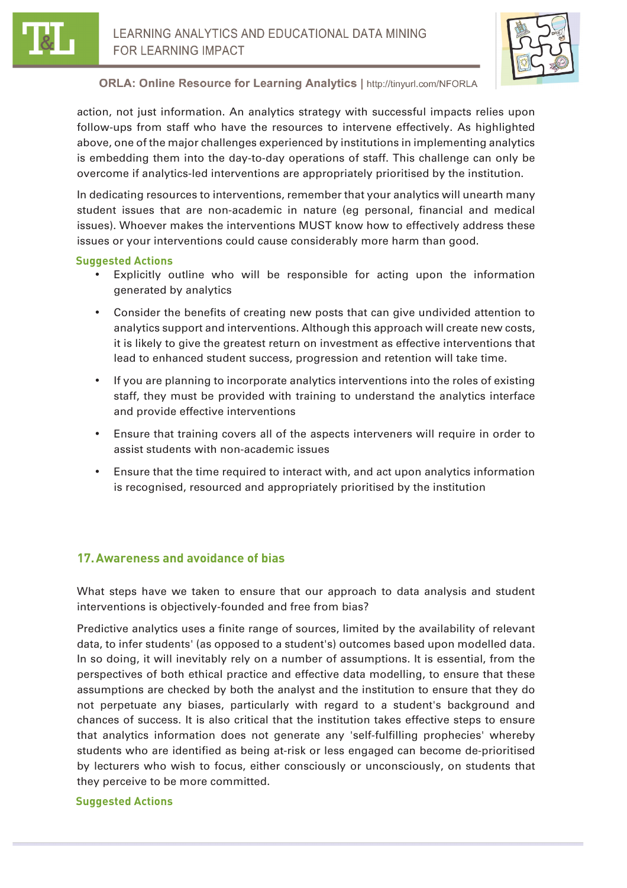action, not just information. An analytics strategy with successful impacts relies upon follow-ups from staff who have the resources to intervene effectively. As highlighted above, one of the major challenges experienced by institutions in implementing analytics is embedding them into the day-to-day operations of staff. This challenge can only be overcome if analytics-led interventions are appropriately prioritised by the institution.

In dedicating resources to interventions, remember that your analytics will unearth many student issues that are non-academic in nature (eg personal, financial and medical issues). Whoever makes the interventions MUST know how to effectively address these issues or your interventions could cause considerably more harm than good.

**Suggested Actions**

- Explicitly outline who will be responsible for acting upon the information generated by analytics
- Consider the benefits of creating new posts that can give undivided attention to analytics support and interventions. Although this approach will create new costs, it is likely to give the greatest return on investment as effective interventions that lead to enhanced student success, progression and retention will take time.
- If you are planning to incorporate analytics interventions into the roles of existing staff, they must be provided with training to understand the analytics interface and provide effective interventions
- Ensure that training covers all of the aspects interveners will require in order to assist students with non-academic issues
- Ensure that the time required to interact with, and act upon analytics information is recognised, resourced and appropriately prioritised by the institution

## 17. Awareness and avoidance of bias

What steps have we taken to ensure that our approach to data analysis and student interventions is objectively-founded and free from bias?

Predictive analytics uses a finite range of sources, limited by the availability of relevant data, to infer students' (as opposed to a student's) outcomes based upon modelled data. In so doing, it will inevitably rely on a number of assumptions. It is essential, from the perspectives of both ethical practice and effective data modelling, to ensure that these assumptions are checked by both the analyst and the institution to ensure that they do not perpetuate any biases, particularly with regard to a student's background and chances of success. It is also critical that the institution takes effective steps to ensure that analytics information does not generate any 'self-fulfilling prophecies' whereby students who are identified as being at-risk or less engaged can become de-prioritised by lecturers who wish to focus, either consciously or unconsciously, on students that they perceive to be more committed.

**Suggested Actions**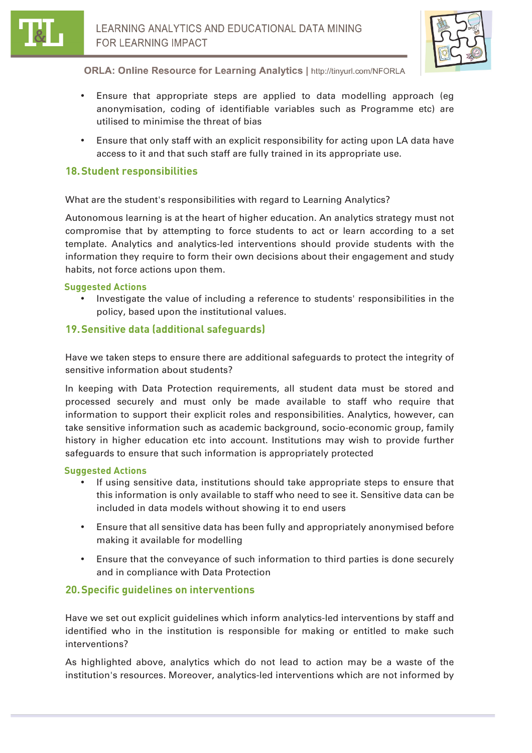- Ensure that appropriate steps are applied to data modelling approach (eg anonymisation, coding of identifiable variables such as Programme etc) are utilised to minimise the threat of bias

- Ensure that only staff with an explicit responsibility for acting upon LA data have access to it and that such staff are fully trained in its appropriate use.

## 18. Student responsibilities

What are the student's responsibilities with regard to Learning Analytics?

Autonomous learning is at the heart of higher education. An analytics strategy must not compromise that by attempting to force students to act or learn according to a set template. Analytics and analytics-led interventions should provide students with the information they require to form their own decisions about their engagement and study habits, not force actions upon them.

### Suggested Actions

- Investigate the value of including a reference to students' responsibilities in the policy, based upon the institutional values.

## 19. Sensitive data (additional safeguards)

Have we taken steps to ensure there are additional safeguards to protect the integrity of sensitive information about students?

In keeping with Data Protection requirements, all student data must be stored and processed securely and must only be made available to staff who require that information to support their explicit roles and responsibilities. Analytics, however, can take sensitive information such as academic background, socio-economic group, family history in higher education etc into account. Institutions may wish to provide further safeguards to ensure that such information is appropriately protected

### Suggested Actions

- If using sensitive data, institutions should take appropriate steps to ensure that this information is only available to staff who need to see it. Sensitive data can be included in data models without showing it to end users

- Ensure that all sensitive data has been fully and appropriately anonymised before making it available for modelling

- Ensure that the conveyance of such information to third parties is done securely and in compliance with Data Protection

## 20. Specific guidelines on interventions

Have we set out explicit guidelines which inform analytics-led interventions by staff and identified who in the institution is responsible for making or entitled to make such interventions?

As highlighted above, analytics which do not lead to action may be a waste of the institution's resources. Moreover, analytics-led interventions which are not informed by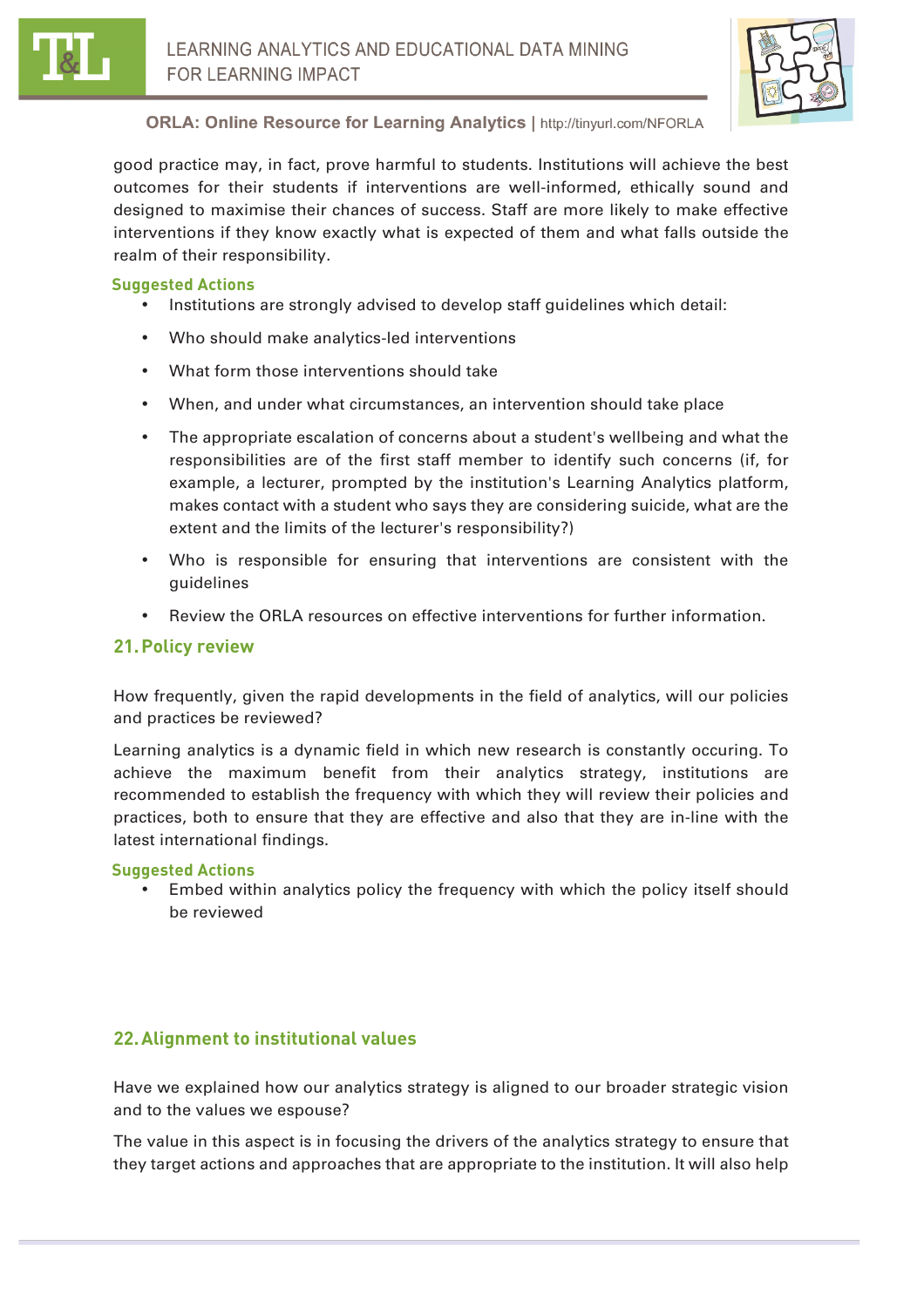good practice may, in fact, prove harmful to students. Institutions will achieve the best outcomes for their students if interventions are well-informed, ethically sound and designed to maximise their chances of success. Staff are more likely to make effective interventions if they know exactly what is expected of them and what falls outside the realm of their responsibility.

**Suggested Actions**

- Institutions are strongly advised to develop staff guidelines which detail:
- Who should make analytics-led interventions
- What form those interventions should take
- When, and under what circumstances, an intervention should take place
- The appropriate escalation of concerns about a student's wellbeing and what the responsibilities are of the first staff member to identify such concerns (if, for example, a lecturer, prompted by the institution's Learning Analytics platform, makes contact with a student who says they are considering suicide, what are the extent and the limits of the lecturer's responsibility?)
- Who is responsible for ensuring that interventions are consistent with the guidelines
- Review the ORLA resources on effective interventions for further information.

## 21. Policy review

How frequently, given the rapid developments in the field of analytics, will our policies and practices be reviewed?

Learning analytics is a dynamic field in which new research is constantly occuring. To achieve the maximum benefit from their analytics strategy, institutions are recommended to establish the frequency with which they will review their policies and practices, both to ensure that they are effective and also that they are in-line with the latest international findings.

**Suggested Actions**

- Embed within analytics policy the frequency with which the policy itself should be reviewed

## 22. Alignment to institutional values

Have we explained how our analytics strategy is aligned to our broader strategic vision and to the values we espouse?

The value in this aspect is in focusing the drivers of the analytics strategy to ensure that they target actions and approaches that are appropriate to the institution. It will also help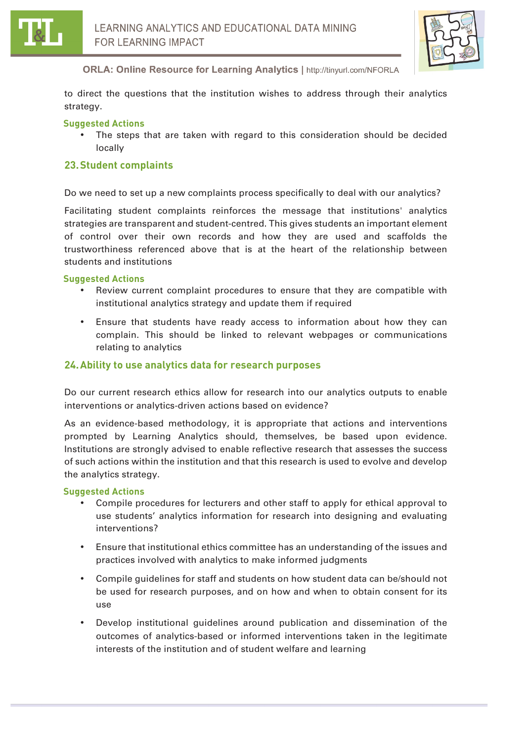to direct the questions that the institution wishes to address through their analytics strategy.

**Suggested Actions**

- The steps that are taken with regard to this consideration should be decided locally

## 23. Student complaints

Do we need to set up a new complaints process specifically to deal with our analytics?

Facilitating student complaints reinforces the message that institutions' analytics strategies are transparent and student-centred. This gives students an important element of control over their own records and how they are used and scaffolds the trustworthiness referenced above that is at the heart of the relationship between students and institutions

**Suggested Actions**

- Review current complaint procedures to ensure that they are compatible with institutional analytics strategy and update them if required
- Ensure that students have ready access to information about how they can complain. This should be linked to relevant webpages or communications relating to analytics

## 24. Ability to use analytics data for research purposes

Do our current research ethics allow for research into our analytics outputs to enable interventions or analytics-driven actions based on evidence?

As an evidence-based methodology, it is appropriate that actions and interventions prompted by Learning Analytics should, themselves, be based upon evidence. Institutions are strongly advised to enable reflective research that assesses the success of such actions within the institution and that this research is used to evolve and develop the analytics strategy.

**Suggested Actions**

- Compile procedures for lecturers and other staff to apply for ethical approval to use students' analytics information for research into designing and evaluating interventions?
- Ensure that institutional ethics committee has an understanding of the issues and practices involved with analytics to make informed judgments
- Compile guidelines for staff and students on how student data can be/should not be used for research purposes, and on how and when to obtain consent for its use
- Develop institutional guidelines around publication and dissemination of the outcomes of analytics-based or informed interventions taken in the legitimate interests of the institution and of student welfare and learning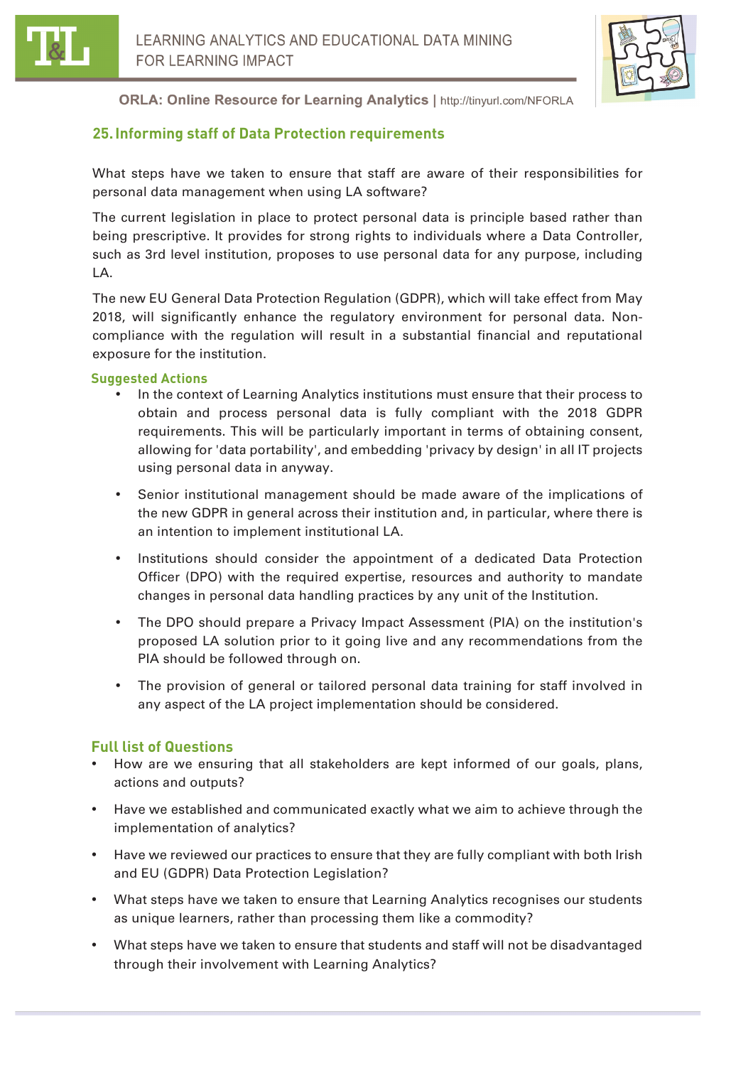## 25. Informing staff of Data Protection requirements

What steps have we taken to ensure that staff are aware of their responsibilities for personal data management when using LA software?

The current legislation in place to protect personal data is principle based rather than being prescriptive. It provides for strong rights to individuals where a Data Controller, such as 3rd level institution, proposes to use personal data for any purpose, including LA.

The new EU General Data Protection Regulation (GDPR), which will take effect from May 2018, will significantly enhance the regulatory environment for personal data. Non-compliance with the regulation will result in a substantial financial and reputational exposure for the institution.

### Suggested Actions

- In the context of Learning Analytics institutions must ensure that their process to obtain and process personal data is fully compliant with the 2018 GDPR requirements. This will be particularly important in terms of obtaining consent, allowing for 'data portability', and embedding 'privacy by design' in all IT projects using personal data in anyway.
- Senior institutional management should be made aware of the implications of the new GDPR in general across their institution and, in particular, where there is an intention to implement institutional LA.
- Institutions should consider the appointment of a dedicated Data Protection Officer (DPO) with the required expertise, resources and authority to mandate changes in personal data handling practices by any unit of the Institution.
- The DPO should prepare a Privacy Impact Assessment (PIA) on the institution's proposed LA solution prior to it going live and any recommendations from the PIA should be followed through on.
- The provision of general or tailored personal data training for staff involved in any aspect of the LA project implementation should be considered.

### Full list of Questions

- How are we ensuring that all stakeholders are kept informed of our goals, plans, actions and outputs?
- Have we established and communicated exactly what we aim to achieve through the implementation of analytics?
- Have we reviewed our practices to ensure that they are fully compliant with both Irish and EU (GDPR) Data Protection Legislation?
- What steps have we taken to ensure that Learning Analytics recognises our students as unique learners, rather than processing them like a commodity?
- What steps have we taken to ensure that students and staff will not be disadvantaged through their involvement with Learning Analytics?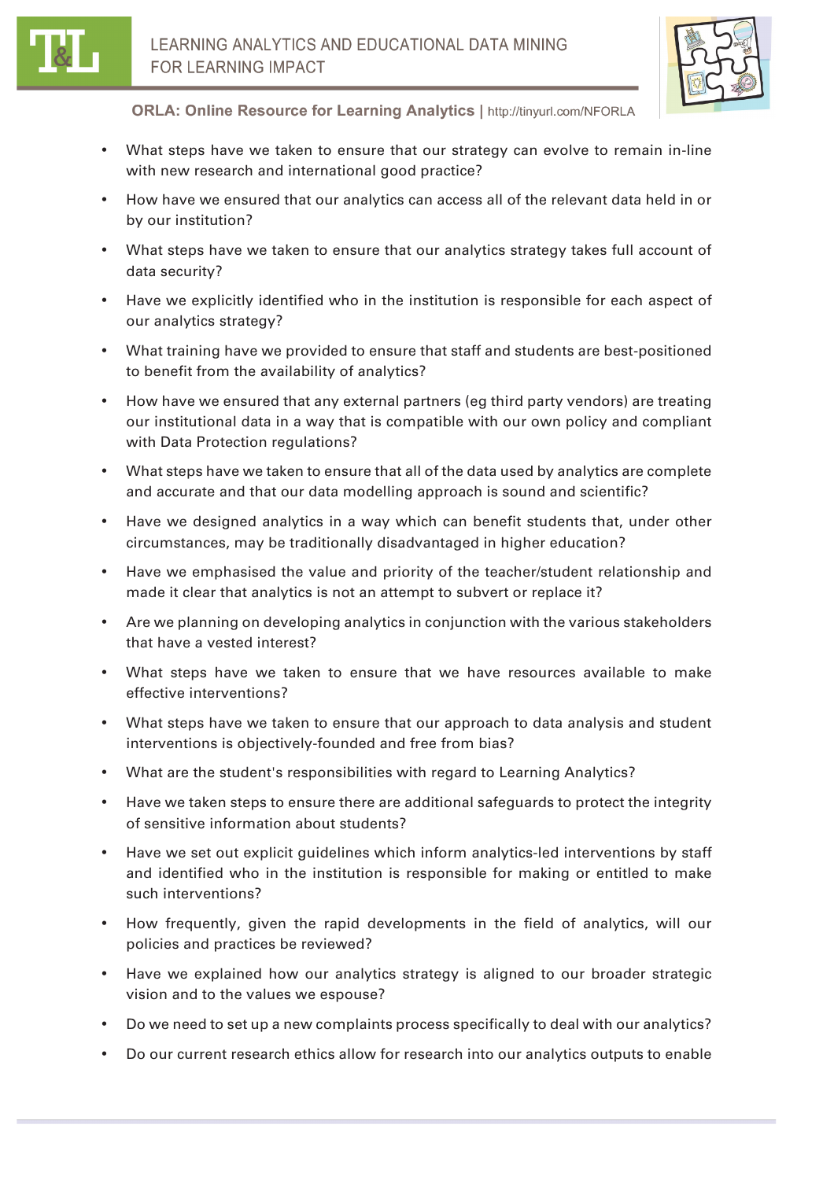- What steps have we taken to ensure that our strategy can evolve to remain in-line with new research and international good practice?
- How have we ensured that our analytics can access all of the relevant data held in or by our institution?
- What steps have we taken to ensure that our analytics strategy takes full account of data security?
- Have we explicitly identified who in the institution is responsible for each aspect of our analytics strategy?
- What training have we provided to ensure that staff and students are best-positioned to benefit from the availability of analytics?
- How have we ensured that any external partners (eg third party vendors) are treating our institutional data in a way that is compatible with our own policy and compliant with Data Protection regulations?
- What steps have we taken to ensure that all of the data used by analytics are complete and accurate and that our data modelling approach is sound and scientific?
- Have we designed analytics in a way which can benefit students that, under other circumstances, may be traditionally disadvantaged in higher education?
- Have we emphasised the value and priority of the teacher/student relationship and made it clear that analytics is not an attempt to subvert or replace it?
- Are we planning on developing analytics in conjunction with the various stakeholders that have a vested interest?
- What steps have we taken to ensure that we have resources available to make effective interventions?
- What steps have we taken to ensure that our approach to data analysis and student interventions is objectively-founded and free from bias?
- What are the student's responsibilities with regard to Learning Analytics?
- Have we taken steps to ensure there are additional safeguards to protect the integrity of sensitive information about students?
- Have we set out explicit guidelines which inform analytics-led interventions by staff and identified who in the institution is responsible for making or entitled to make such interventions?
- How frequently, given the rapid developments in the field of analytics, will our policies and practices be reviewed?
- Have we explained how our analytics strategy is aligned to our broader strategic vision and to the values we espouse?
- Do we need to set up a new complaints process specifically to deal with our analytics?
- Do our current research ethics allow for research into our analytics outputs to enable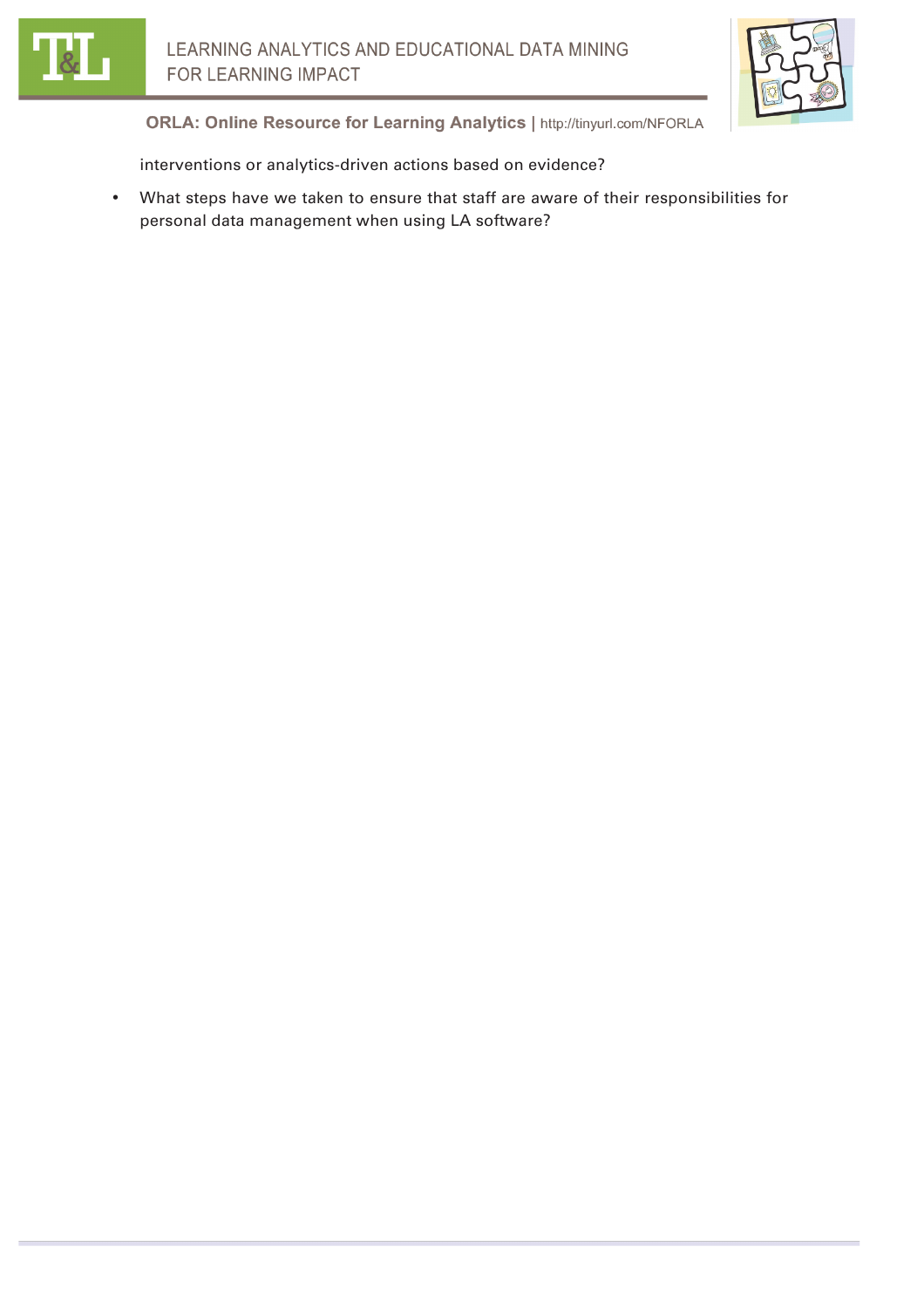interventions or analytics-driven actions based on evidence?

- What steps have we taken to ensure that staff are aware of their responsibilities for personal data management when using LA software?